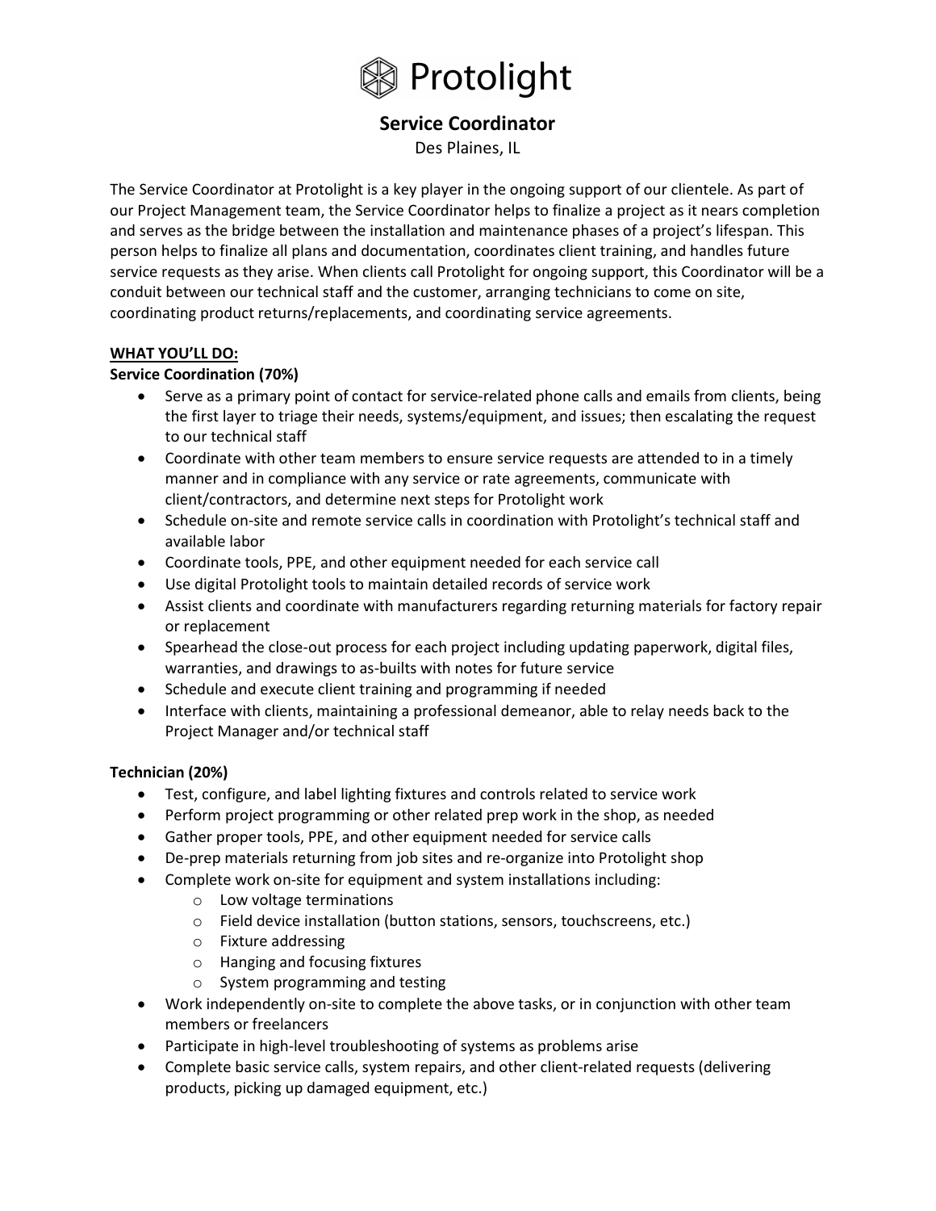# Protolight

## Service Coordinator

Des Plaines, IL

The Service Coordinator at Protolight is a key player in the ongoing support of our clientele. As part of our Project Management team, the Service Coordinator helps to finalize a project as it nears completion and serves as the bridge between the installation and maintenance phases of a project's lifespan. This person helps to finalize all plans and documentation, coordinates client training, and handles future service requests as they arise. When clients call Protolight for ongoing support, this Coordinator will be a conduit between our technical staff and the customer, arranging technicians to come on site, coordinating product returns/replacements, and coordinating service agreements.

### WHAT YOU'LL DO:

**Service Coordination (70%)**

- Serve as a primary point of contact for service-related phone calls and emails from clients, being the first layer to triage their needs, systems/equipment, and issues; then escalating the request to our technical staff
- Coordinate with other team members to ensure service requests are attended to in a timely manner and in compliance with any service or rate agreements, communicate with client/contractors, and determine next steps for Protolight work
- Schedule on-site and remote service calls in coordination with Protolight's technical staff and available labor
- Coordinate tools, PPE, and other equipment needed for each service call
- Use digital Protolight tools to maintain detailed records of service work
- Assist clients and coordinate with manufacturers regarding returning materials for factory repair or replacement
- Spearhead the close-out process for each project including updating paperwork, digital files, warranties, and drawings to as-builts with notes for future service
- Schedule and execute client training and programming if needed
- Interface with clients, maintaining a professional demeanor, able to relay needs back to the Project Manager and/or technical staff

**Technician (20%)**

- Test, configure, and label lighting fixtures and controls related to service work
- Perform project programming or other related prep work in the shop, as needed
- Gather proper tools, PPE, and other equipment needed for service calls
- De-prep materials returning from job sites and re-organize into Protolight shop
- Complete work on-site for equipment and system installations including:
  - Low voltage terminations
  - Field device installation (button stations, sensors, touchscreens, etc.)
  - Fixture addressing
  - Hanging and focusing fixtures
  - System programming and testing
- Work independently on-site to complete the above tasks, or in conjunction with other team members or freelancers
- Participate in high-level troubleshooting of systems as problems arise
- Complete basic service calls, system repairs, and other client-related requests (delivering products, picking up damaged equipment, etc.)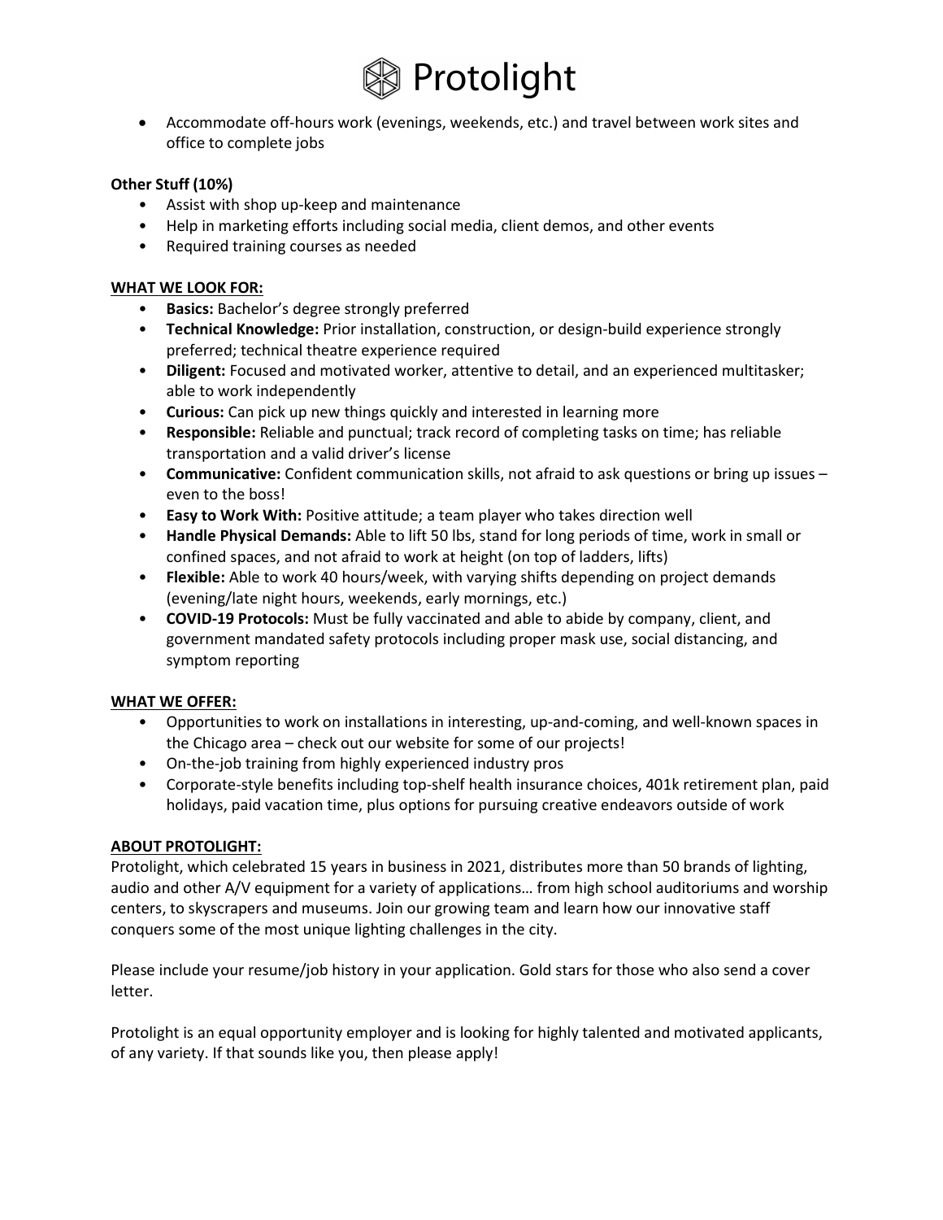- Accommodate off-hours work (evenings, weekends, etc.) and travel between work sites and office to complete jobs

**Other Stuff (10%)**

- Assist with shop up-keep and maintenance
- Help in marketing efforts including social media, client demos, and other events
- Required training courses as needed

**WHAT WE LOOK FOR:**

- **Basics:** Bachelor's degree strongly preferred
- **Technical Knowledge:** Prior installation, construction, or design-build experience strongly preferred; technical theatre experience required
- **Diligent:** Focused and motivated worker, attentive to detail, and an experienced multitasker; able to work independently
- **Curious:** Can pick up new things quickly and interested in learning more
- **Responsible:** Reliable and punctual; track record of completing tasks on time; has reliable transportation and a valid driver's license
- **Communicative:** Confident communication skills, not afraid to ask questions or bring up issues – even to the boss!
- **Easy to Work With:** Positive attitude; a team player who takes direction well
- **Handle Physical Demands:** Able to lift 50 lbs, stand for long periods of time, work in small or confined spaces, and not afraid to work at height (on top of ladders, lifts)
- **Flexible:** Able to work 40 hours/week, with varying shifts depending on project demands (evening/late night hours, weekends, early mornings, etc.)
- **COVID-19 Protocols:** Must be fully vaccinated and able to abide by company, client, and government mandated safety protocols including proper mask use, social distancing, and symptom reporting

**WHAT WE OFFER:**

- Opportunities to work on installations in interesting, up-and-coming, and well-known spaces in the Chicago area – check out our website for some of our projects!
- On-the-job training from highly experienced industry pros
- Corporate-style benefits including top-shelf health insurance choices, 401k retirement plan, paid holidays, paid vacation time, plus options for pursuing creative endeavors outside of work

**ABOUT PROTOLIGHT:**

Protolight, which celebrated 15 years in business in 2021, distributes more than 50 brands of lighting, audio and other A/V equipment for a variety of applications… from high school auditoriums and worship centers, to skyscrapers and museums. Join our growing team and learn how our innovative staff conquers some of the most unique lighting challenges in the city.

Please include your resume/job history in your application. Gold stars for those who also send a cover letter.

Protolight is an equal opportunity employer and is looking for highly talented and motivated applicants, of any variety. If that sounds like you, then please apply!